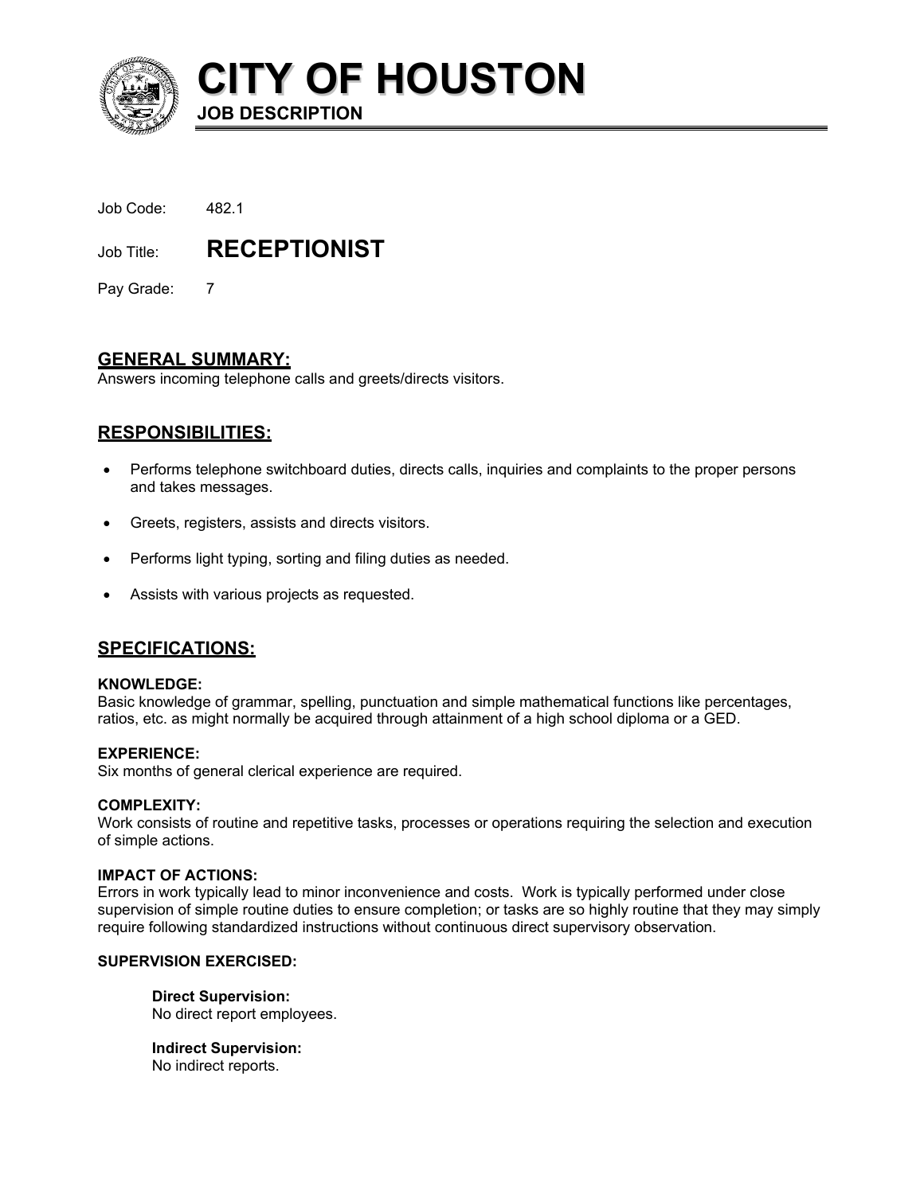# CITY OF HOUSTON

**JOB DESCRIPTION**

Job Code: 482.1

Job Title: **RECEPTIONIST**

Pay Grade: 7

## GENERAL SUMMARY:

Answers incoming telephone calls and greets/directs visitors.

## RESPONSIBILITIES:

- Performs telephone switchboard duties, directs calls, inquiries and complaints to the proper persons and takes messages.
- Greets, registers, assists and directs visitors.
- Performs light typing, sorting and filing duties as needed.
- Assists with various projects as requested.

## SPECIFICATIONS:

**KNOWLEDGE:**
Basic knowledge of grammar, spelling, punctuation and simple mathematical functions like percentages, ratios, etc. as might normally be acquired through attainment of a high school diploma or a GED.

**EXPERIENCE:**
Six months of general clerical experience are required.

**COMPLEXITY:**
Work consists of routine and repetitive tasks, processes or operations requiring the selection and execution of simple actions.

**IMPACT OF ACTIONS:**
Errors in work typically lead to minor inconvenience and costs. Work is typically performed under close supervision of simple routine duties to ensure completion; or tasks are so highly routine that they may simply require following standardized instructions without continuous direct supervisory observation.

**SUPERVISION EXERCISED:**

**Direct Supervision:**
No direct report employees.

**Indirect Supervision:**
No indirect reports.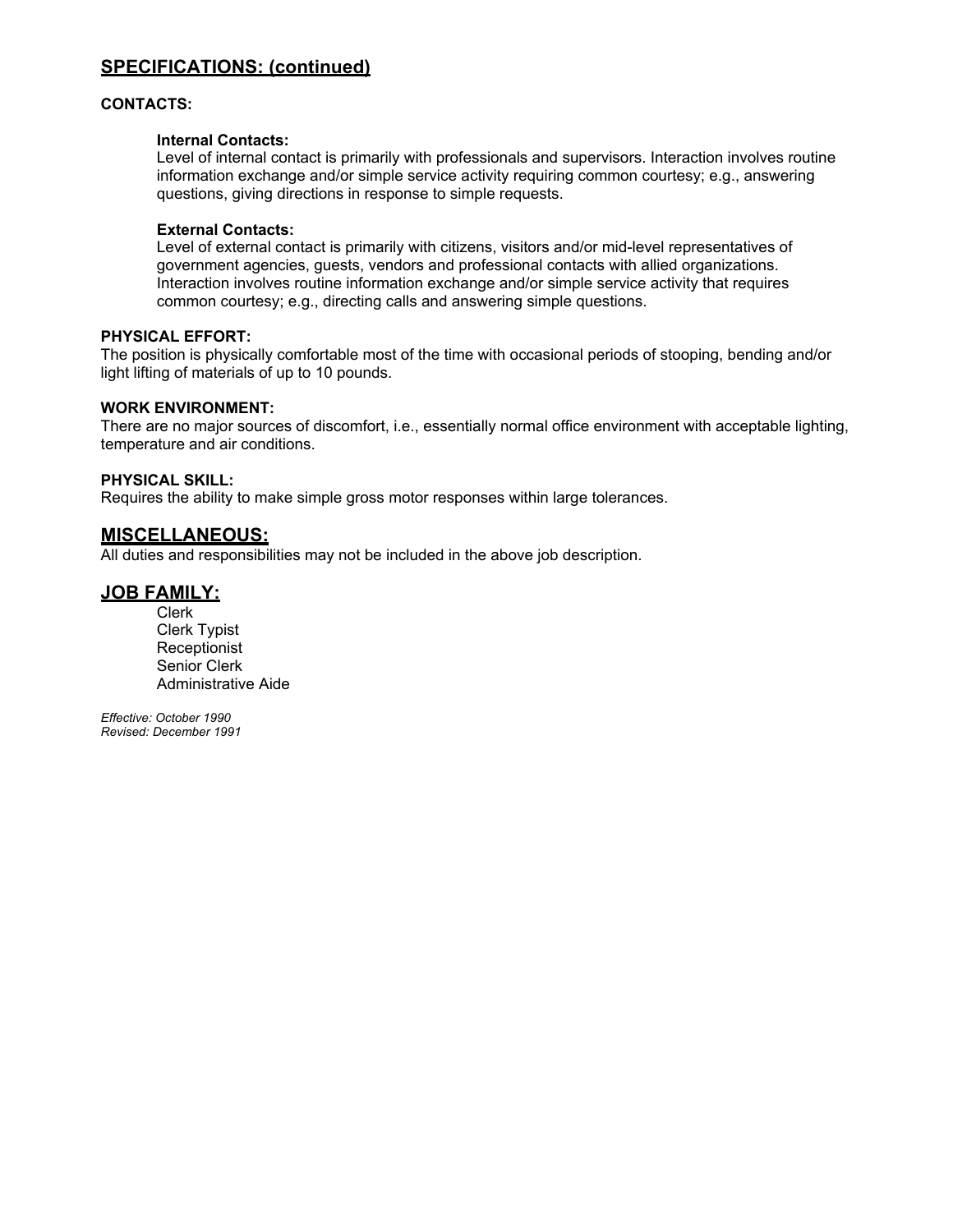## SPECIFICATIONS: (continued)

**CONTACTS:**

**Internal Contacts:**
Level of internal contact is primarily with professionals and supervisors. Interaction involves routine information exchange and/or simple service activity requiring common courtesy; e.g., answering questions, giving directions in response to simple requests.

**External Contacts:**
Level of external contact is primarily with citizens, visitors and/or mid-level representatives of government agencies, guests, vendors and professional contacts with allied organizations. Interaction involves routine information exchange and/or simple service activity that requires common courtesy; e.g., directing calls and answering simple questions.

**PHYSICAL EFFORT:**
The position is physically comfortable most of the time with occasional periods of stooping, bending and/or light lifting of materials of up to 10 pounds.

**WORK ENVIRONMENT:**
There are no major sources of discomfort, i.e., essentially normal office environment with acceptable lighting, temperature and air conditions.

**PHYSICAL SKILL:**
Requires the ability to make simple gross motor responses within large tolerances.

## MISCELLANEOUS:

All duties and responsibilities may not be included in the above job description.

## JOB FAMILY:

Clerk
Clerk Typist
Receptionist
Senior Clerk
Administrative Aide

*Effective: October 1990*
*Revised: December 1991*